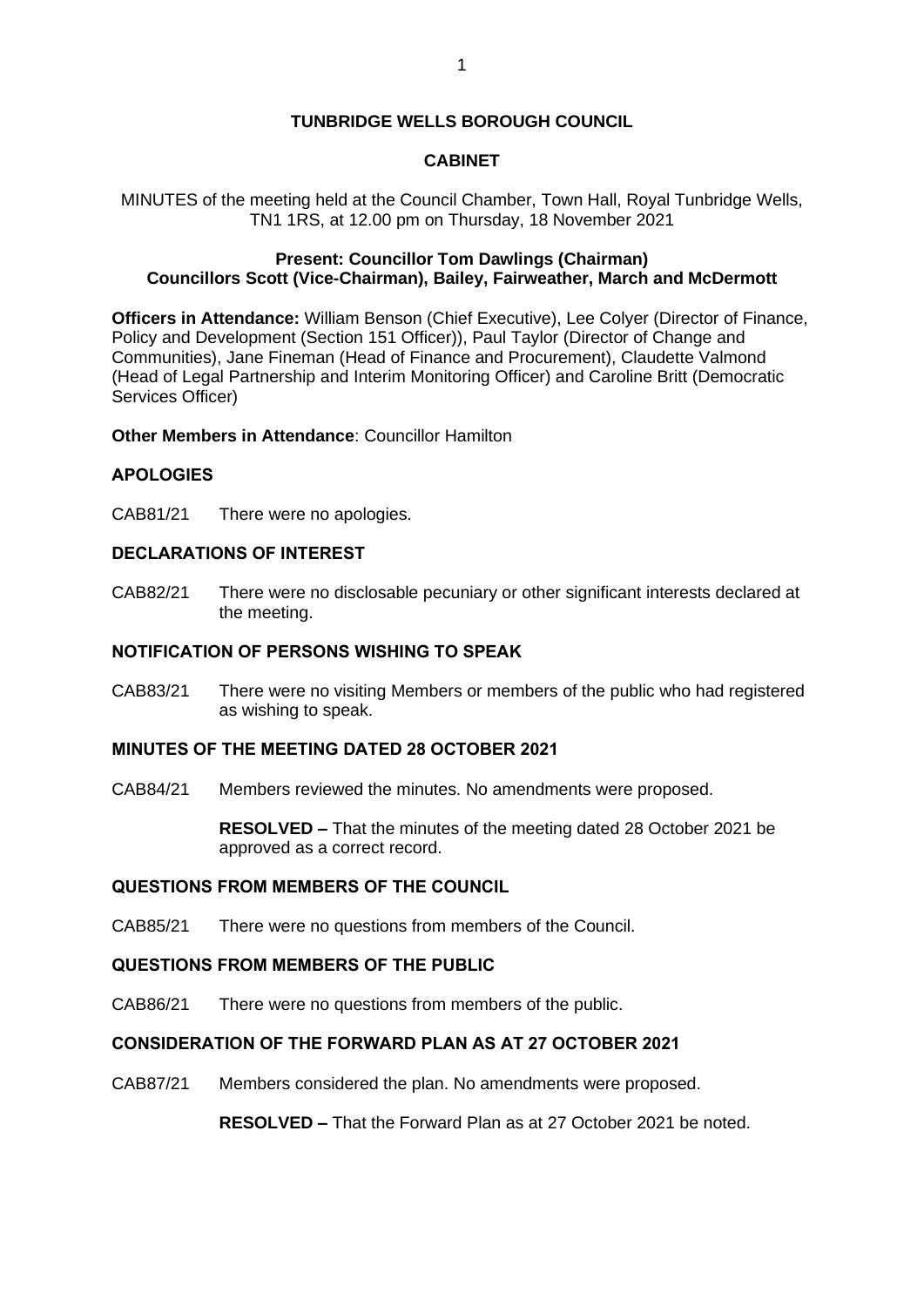# TUNBRIDGE WELLS BOROUGH COUNCIL

## CABINET

MINUTES of the meeting held at the Council Chamber, Town Hall, Royal Tunbridge Wells, TN1 1RS, at 12.00 pm on Thursday, 18 November 2021

**Present: Councillor Tom Dawlings (Chairman)**
**Councillors Scott (Vice-Chairman), Bailey, Fairweather, March and McDermott**

**Officers in Attendance:** William Benson (Chief Executive), Lee Colyer (Director of Finance, Policy and Development (Section 151 Officer)), Paul Taylor (Director of Change and Communities), Jane Fineman (Head of Finance and Procurement), Claudette Valmond (Head of Legal Partnership and Interim Monitoring Officer) and Caroline Britt (Democratic Services Officer)

**Other Members in Attendance**: Councillor Hamilton

### APOLOGIES

CAB81/21 There were no apologies.

### DECLARATIONS OF INTEREST

CAB82/21 There were no disclosable pecuniary or other significant interests declared at the meeting.

### NOTIFICATION OF PERSONS WISHING TO SPEAK

CAB83/21 There were no visiting Members or members of the public who had registered as wishing to speak.

### MINUTES OF THE MEETING DATED 28 OCTOBER 2021

CAB84/21 Members reviewed the minutes. No amendments were proposed.

**RESOLVED –** That the minutes of the meeting dated 28 October 2021 be approved as a correct record.

### QUESTIONS FROM MEMBERS OF THE COUNCIL

CAB85/21 There were no questions from members of the Council.

### QUESTIONS FROM MEMBERS OF THE PUBLIC

CAB86/21 There were no questions from members of the public.

### CONSIDERATION OF THE FORWARD PLAN AS AT 27 OCTOBER 2021

CAB87/21 Members considered the plan. No amendments were proposed.

**RESOLVED –** That the Forward Plan as at 27 October 2021 be noted.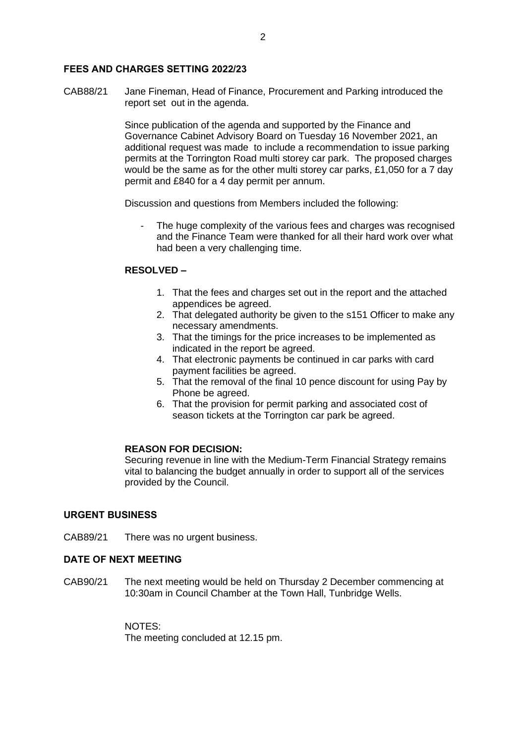## FEES AND CHARGES SETTING 2022/23

CAB88/21 Jane Fineman, Head of Finance, Procurement and Parking introduced the report set out in the agenda.

Since publication of the agenda and supported by the Finance and Governance Cabinet Advisory Board on Tuesday 16 November 2021, an additional request was made to include a recommendation to issue parking permits at the Torrington Road multi storey car park. The proposed charges would be the same as for the other multi storey car parks, £1,050 for a 7 day permit and £840 for a 4 day permit per annum.

Discussion and questions from Members included the following:

- The huge complexity of the various fees and charges was recognised and the Finance Team were thanked for all their hard work over what had been a very challenging time.

**RESOLVED –**

1. That the fees and charges set out in the report and the attached appendices be agreed.
2. That delegated authority be given to the s151 Officer to make any necessary amendments.
3. That the timings for the price increases to be implemented as indicated in the report be agreed.
4. That electronic payments be continued in car parks with card payment facilities be agreed.
5. That the removal of the final 10 pence discount for using Pay by Phone be agreed.
6. That the provision for permit parking and associated cost of season tickets at the Torrington car park be agreed.

**REASON FOR DECISION:**
Securing revenue in line with the Medium-Term Financial Strategy remains vital to balancing the budget annually in order to support all of the services provided by the Council.

## URGENT BUSINESS

CAB89/21 There was no urgent business.

## DATE OF NEXT MEETING

CAB90/21 The next meeting would be held on Thursday 2 December commencing at 10:30am in Council Chamber at the Town Hall, Tunbridge Wells.

NOTES:
The meeting concluded at 12.15 pm.